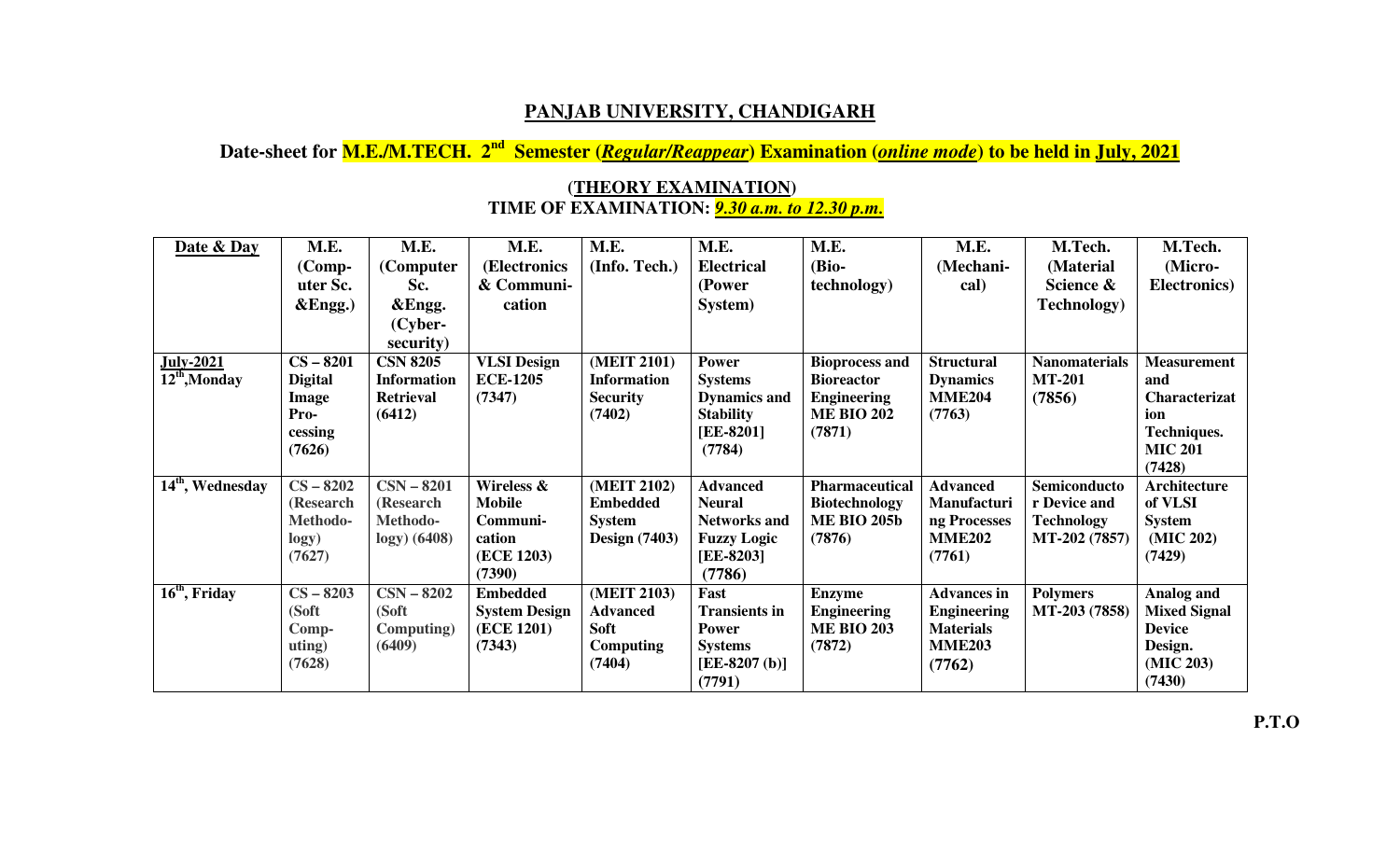# PANJAB UNIVERSITY, CHANDIGARH

## Date-sheet for M.E./M.TECH. 2nd Semester (*Regular/Reappear*) Examination (*online mode*) to be held in July, 2021

### (THEORY EXAMINATION)
### TIME OF EXAMINATION: *9.30 a.m. to 12.30 p.m.*

| Date & Day | M.E. (Computer Sc. &Engg.) | M.E. (Computer Sc. &Engg. (Cyber-security) | M.E. (Electronics & Communication | M.E. (Info. Tech.) | M.E. Electrical (Power System) | M.E. (Bio-technology) | M.E. (Mechanical) | M.Tech. (Material Science & Technology) | M.Tech. (Micro-Electronics) |
|---|---|---|---|---|---|---|---|---|---|
| **July-2021** 12th, Monday | **CS – 8201** Digital Image Processing (7626) | **CSN 8205** Information Retrieval (6412) | **VLSI Design** ECE-1205 (7347) | (MEIT 2101) Information Security (7402) | Power Systems Dynamics and Stability [EE-8201] (7784) | Bioprocess and Bioreactor Engineering ME BIO 202 (7871) | Structural Dynamics MME204 (7763) | Nanomaterials MT-201 (7856) | Measurement and Characterization Techniques. MIC 201 (7428) |
| 14th, Wednesday | CS – 8202 (Research Methodology) (7627) | CSN – 8201 (Research Methodology) (6408) | Wireless & Mobile Communication (ECE 1203) (7390) | (MEIT 2102) Embedded System Design (7403) | Advanced Neural Networks and Fuzzy Logic [EE-8203] (7786) | Pharmaceutical Biotechnology ME BIO 205b (7876) | Advanced Manufacturing Processes MME202 (7761) | Semiconductor Device and Technology MT-202 (7857) | Architecture of VLSI System (MIC 202) (7429) |
| 16th, Friday | CS – 8203 (Soft Computing) (7628) | CSN – 8202 (Soft Computing) (6409) | Embedded System Design (ECE 1201) (7343) | (MEIT 2103) Advanced Soft Computing (7404) | Fast Transients in Power Systems [EE-8207 (b)] (7791) | Enzyme Engineering ME BIO 203 (7872) | Advances in Engineering Materials MME203 (7762) | Polymers MT-203 (7858) | Analog and Mixed Signal Device Design. (MIC 203) (7430) |

**P.T.O**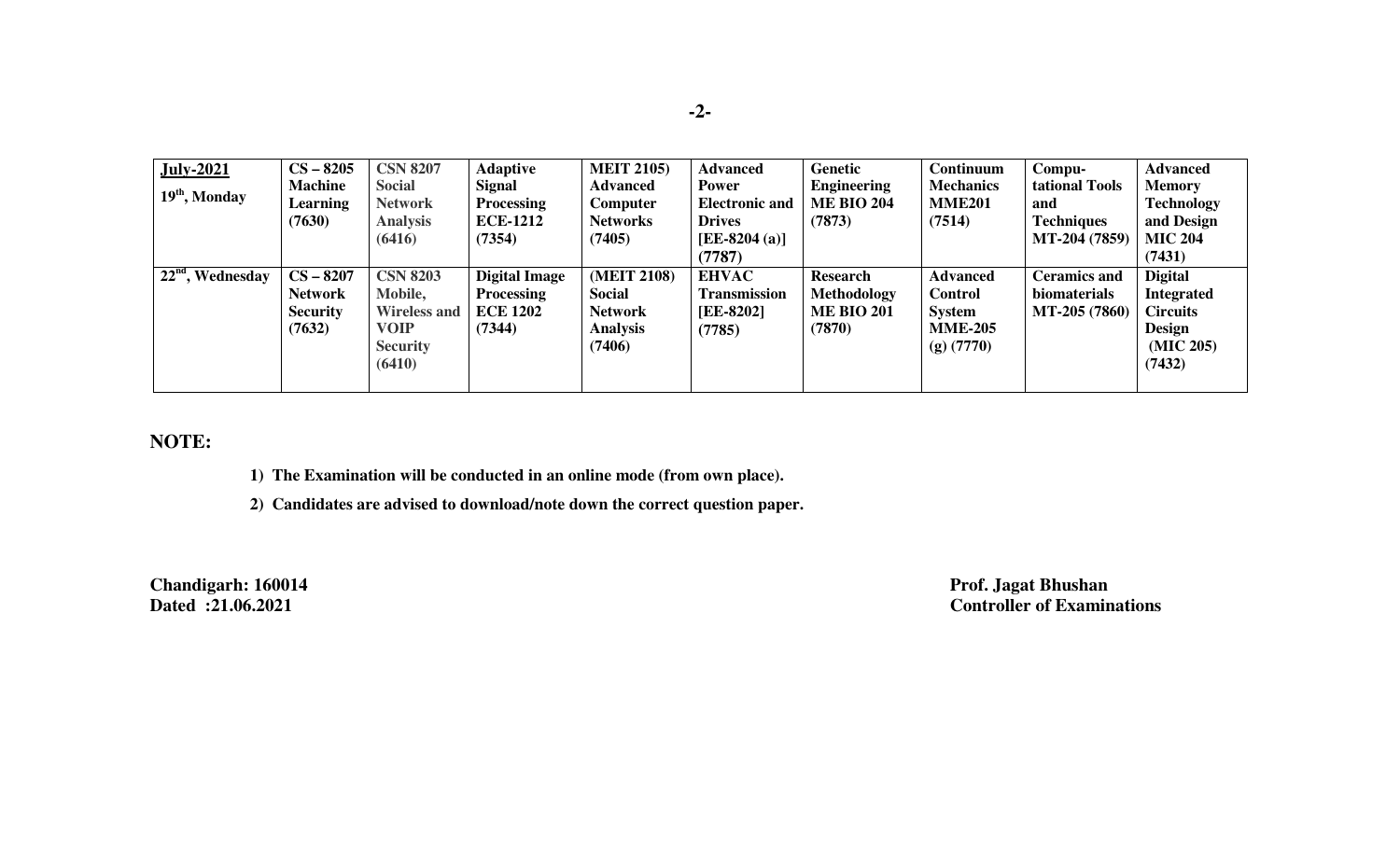| July-2021 19th, Monday | CS – 8205 Machine Learning (7630) | CSN 8207 Social Network Analysis (6416) | Adaptive Signal Processing ECE-1212 (7354) | MEIT 2105) Advanced Computer Networks (7405) | Advanced Power Electronic and Drives [EE-8204 (a)] (7787) | Genetic Engineering ME BIO 204 (7873) | Continuum Mechanics MME201 (7514) | Computational Tools and Techniques MT-204 (7859) | Advanced Memory Technology and Design MIC 204 (7431) |
|---|---|---|---|---|---|---|---|---|---|
| 22nd, Wednesday | CS – 8207 Network Security (7632) | CSN 8203 Mobile, Wireless and VOIP Security (6410) | Digital Image Processing ECE 1202 (7344) | (MEIT 2108) Social Network Analysis (7406) | EHVAC Transmission [EE-8202] (7785) | Research Methodology ME BIO 201 (7870) | Advanced Control System MME-205 (g) (7770) | Ceramics and biomaterials MT-205 (7860) | Digital Integrated Circuits Design (MIC 205) (7432) |

**NOTE:**

1) **The Examination will be conducted in an online mode (from own place).**
2) **Candidates are advised to download/note down the correct question paper.**

**Chandigarh: 160014**
**Dated :21.06.2021**

**Prof. Jagat Bhushan**
**Controller of Examinations**